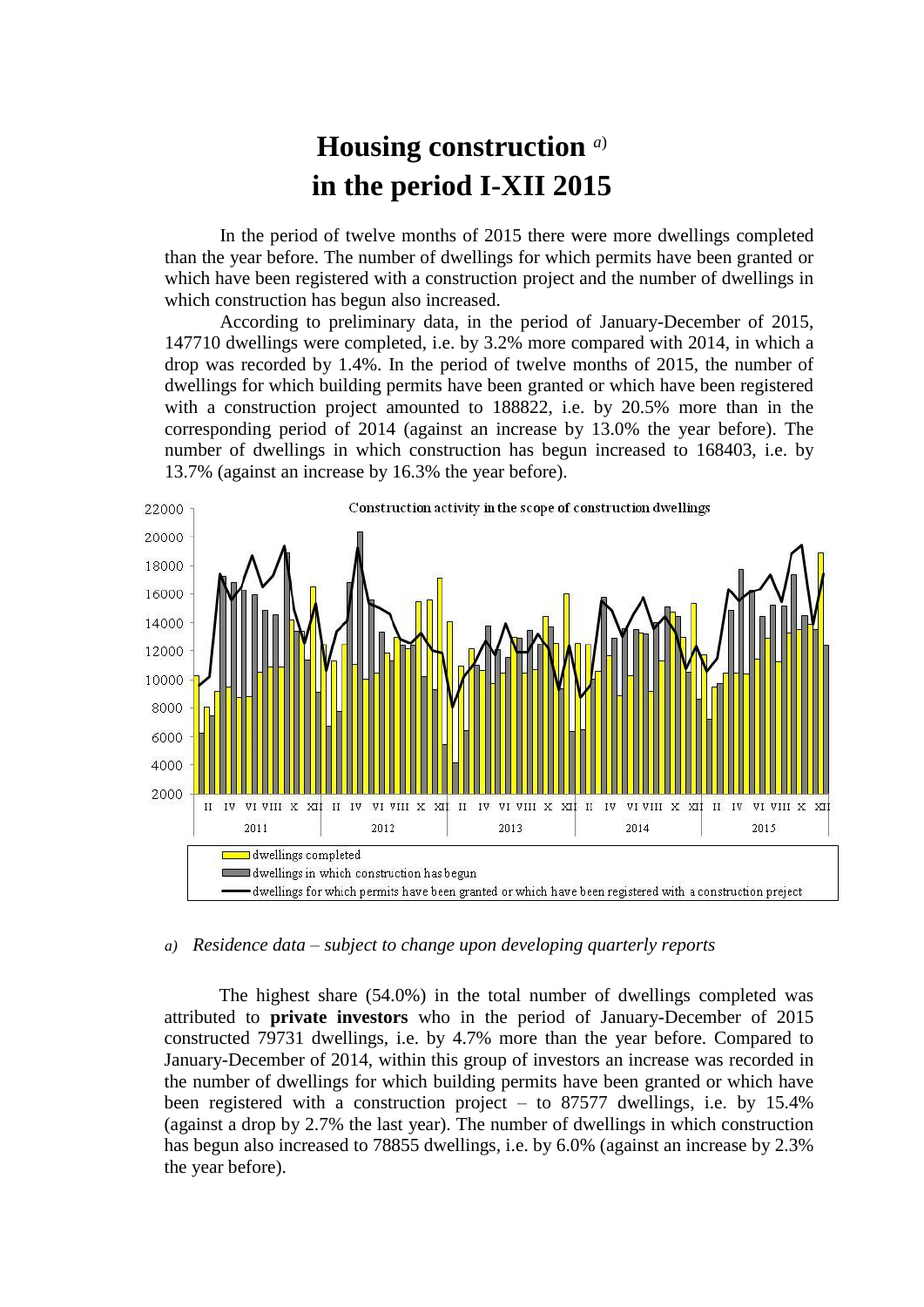# Housing construction [a)]
# in the period I-XII 2015

In the period of twelve months of 2015 there were more dwellings completed than the year before. The number of dwellings for which permits have been granted or which have been registered with a construction project and the number of dwellings in which construction has begun also increased.

According to preliminary data, in the period of January-December of 2015, 147710 dwellings were completed, i.e. by 3.2% more compared with 2014, in which a drop was recorded by 1.4%. In the period of twelve months of 2015, the number of dwellings for which building permits have been granted or which have been registered with a construction project amounted to 188822, i.e. by 20.5% more than in the corresponding period of 2014 (against an increase by 13.0% the year before). The number of dwellings in which construction has begun increased to 168403, i.e. by 13.7% (against an increase by 16.3% the year before).

Construction activity in the scope of construction dwellings

- dwellings completed
- dwellings in which construction has begun
- dwellings for which permits have been granted or which have been registered with a construction preject

*a) Residence data – subject to change upon developing quarterly reports*

The highest share (54.0%) in the total number of dwellings completed was attributed to **private investors** who in the period of January-December of 2015 constructed 79731 dwellings, i.e. by 4.7% more than the year before. Compared to January-December of 2014, within this group of investors an increase was recorded in the number of dwellings for which building permits have been granted or which have been registered with a construction project – to 87577 dwellings, i.e. by 15.4% (against a drop by 2.7% the last year). The number of dwellings in which construction has begun also increased to 78855 dwellings, i.e. by 6.0% (against an increase by 2.3% the year before).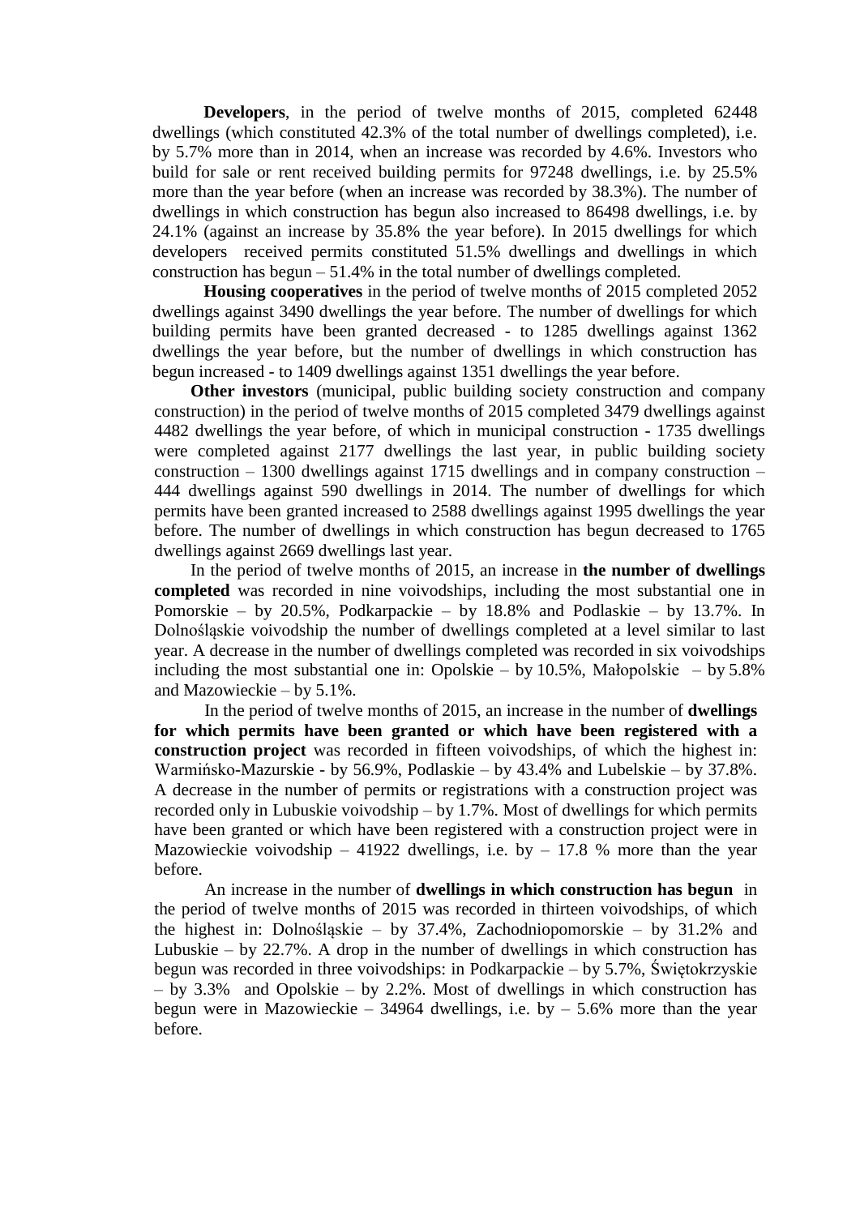**Developers**, in the period of twelve months of 2015, completed 62448 dwellings (which constituted 42.3% of the total number of dwellings completed), i.e. by 5.7% more than in 2014, when an increase was recorded by 4.6%. Investors who build for sale or rent received building permits for 97248 dwellings, i.e. by 25.5% more than the year before (when an increase was recorded by 38.3%). The number of dwellings in which construction has begun also increased to 86498 dwellings, i.e. by 24.1% (against an increase by 35.8% the year before). In 2015 dwellings for which developers received permits constituted 51.5% dwellings and dwellings in which construction has begun – 51.4% in the total number of dwellings completed.

**Housing cooperatives** in the period of twelve months of 2015 completed 2052 dwellings against 3490 dwellings the year before. The number of dwellings for which building permits have been granted decreased - to 1285 dwellings against 1362 dwellings the year before, but the number of dwellings in which construction has begun increased - to 1409 dwellings against 1351 dwellings the year before.

**Other investors** (municipal, public building society construction and company construction) in the period of twelve months of 2015 completed 3479 dwellings against 4482 dwellings the year before, of which in municipal construction - 1735 dwellings were completed against 2177 dwellings the last year, in public building society construction – 1300 dwellings against 1715 dwellings and in company construction – 444 dwellings against 590 dwellings in 2014. The number of dwellings for which permits have been granted increased to 2588 dwellings against 1995 dwellings the year before. The number of dwellings in which construction has begun decreased to 1765 dwellings against 2669 dwellings last year.

In the period of twelve months of 2015, an increase in **the number of dwellings completed** was recorded in nine voivodships, including the most substantial one in Pomorskie – by 20.5%, Podkarpackie – by 18.8% and Podlaskie – by 13.7%. In Dolnośląskie voivodship the number of dwellings completed at a level similar to last year. A decrease in the number of dwellings completed was recorded in six voivodships including the most substantial one in: Opolskie – by 10.5%, Małopolskie – by 5.8% and Mazowieckie – by 5.1%.

In the period of twelve months of 2015, an increase in the number of **dwellings for which permits have been granted or which have been registered with a construction project** was recorded in fifteen voivodships, of which the highest in: Warmińsko-Mazurskie - by 56.9%, Podlaskie – by 43.4% and Lubelskie – by 37.8%. A decrease in the number of permits or registrations with a construction project was recorded only in Lubuskie voivodship – by 1.7%. Most of dwellings for which permits have been granted or which have been registered with a construction project were in Mazowieckie voivodship – 41922 dwellings, i.e. by – 17.8 % more than the year before.

An increase in the number of **dwellings in which construction has begun** in the period of twelve months of 2015 was recorded in thirteen voivodships, of which the highest in: Dolnośląskie – by 37.4%, Zachodniopomorskie – by 31.2% and Lubuskie – by 22.7%. A drop in the number of dwellings in which construction has begun was recorded in three voivodships: in Podkarpackie – by 5.7%, Świętokrzyskie – by 3.3% and Opolskie – by 2.2%. Most of dwellings in which construction has begun were in Mazowieckie – 34964 dwellings, i.e. by – 5.6% more than the year before.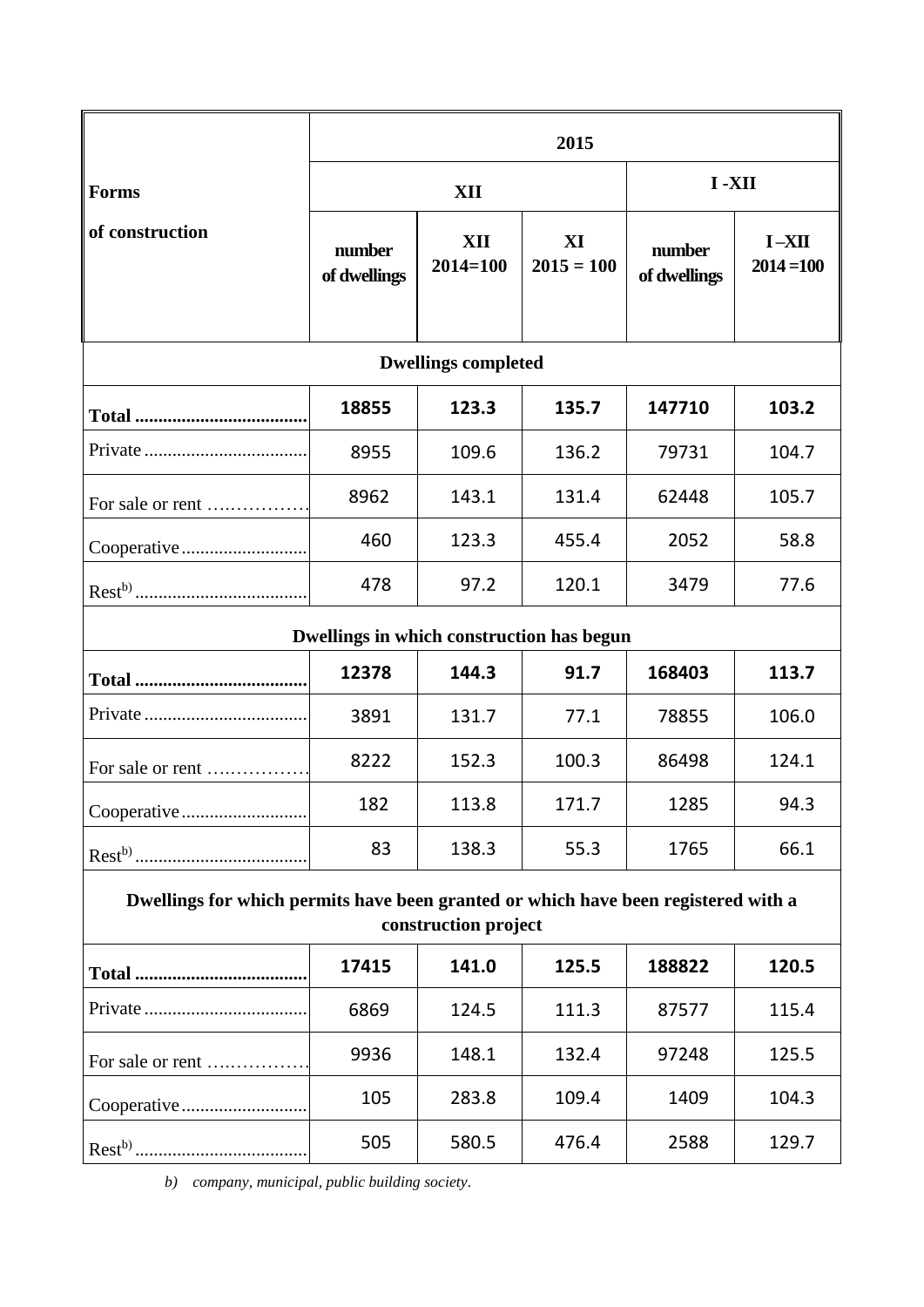| Forms of construction | 2015 | | | | |
|---|---|---|---|---|---|
| | XII | | | I -XII | |
| | number of dwellings | XII 2014=100 | XI 2015 = 100 | number of dwellings | I –XII 2014 =100 |
| **Dwellings completed** | | | | | |
| **Total** .................................... | **18855** | **123.3** | **135.7** | **147710** | **103.2** |
| Private .................................. | 8955 | 109.6 | 136.2 | 79731 | 104.7 |
| For sale or rent ……………. | 8962 | 143.1 | 131.4 | 62448 | 105.7 |
| Cooperative .......................... | 460 | 123.3 | 455.4 | 2052 | 58.8 |
| Rest[b)] .................................... | 478 | 97.2 | 120.1 | 3479 | 77.6 |
| **Dwellings in which construction has begun** | | | | | |
| **Total** .................................... | **12378** | **144.3** | **91.7** | **168403** | **113.7** |
| Private .................................. | 3891 | 131.7 | 77.1 | 78855 | 106.0 |
| For sale or rent ……………. | 8222 | 152.3 | 100.3 | 86498 | 124.1 |
| Cooperative .......................... | 182 | 113.8 | 171.7 | 1285 | 94.3 |
| Rest[b)] .................................... | 83 | 138.3 | 55.3 | 1765 | 66.1 |
| **Dwellings for which permits have been granted or which have been registered with a construction project** | | | | | |
| **Total** .................................... | **17415** | **141.0** | **125.5** | **188822** | **120.5** |
| Private .................................. | 6869 | 124.5 | 111.3 | 87577 | 115.4 |
| For sale or rent ……………. | 9936 | 148.1 | 132.4 | 97248 | 125.5 |
| Cooperative .......................... | 105 | 283.8 | 109.4 | 1409 | 104.3 |
| Rest[b)] .................................... | 505 | 580.5 | 476.4 | 2588 | 129.7 |

*b) company, municipal, public building society.*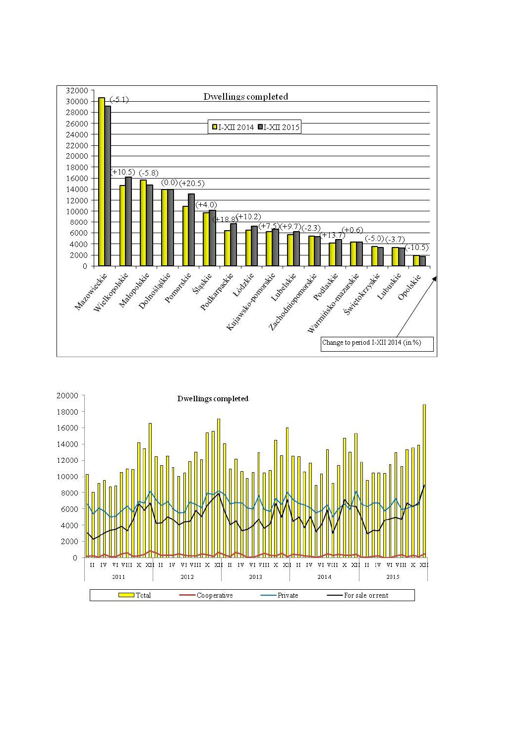**Dwellings completed**

I-XII 2014 | I-XII 2015

| Voivodeship | Change to period I-XII 2014 (in %) |
|---|---|
| Mazowieckie | (-5.1) |
| Wielkopolskie | (+10.5) |
| Małopolskie | (-5.8) |
| Dolnośląskie | (0.0) |
| Pomorskie | (+20.5) |
| Śląskie | (+4.0) |
| Podkarpackie | (+18.8) |
| Łódzkie | (+10.2) |
| Kujawsko-pomorskie | (+7.5) |
| Lubelskie | (+9.7) |
| Zachodniopomorskie | (-2.3) |
| Podlaskie | (+13.7) |
| Warmińsko-mazurskie | (+0.6) |
| Świętokrzyskie | (-5.0) |
| Lubuskie | (-3.7) |
| Opolskie | (-10.5) |

Change to period I-XII 2014 (in %)

**Dwellings completed**

2011 | 2012 | 2013 | 2014 | 2015

Total | Cooperative | Private | For sale or rent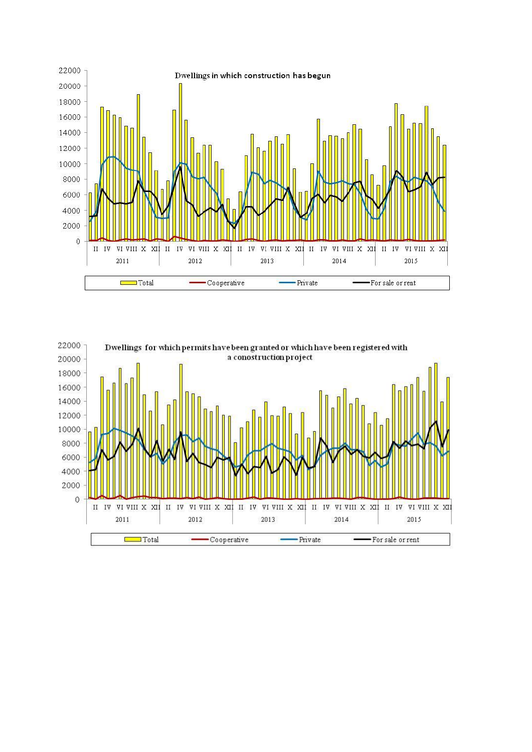Dwellings in which construction has begun

22000
20000
18000
16000
14000
12000
10000
8000
6000
4000
2000
0

II IV VI VIII X XII II IV VI VIII X XII II IV VI VIII X XII II IV VI VIII X XII II IV VI VIII X XII

2011 2012 2013 2014 2015

Total
Cooperative
Private
For sale or rent

Dwellings for which permits have been granted or which have been registered with a conostruction project

22000
20000
18000
16000
14000
12000
10000
8000
6000
4000
2000
0

II IV VI VIII X XII II IV VI VIII X XII II IV VI VIII X XII II IV VI VIII X XII II IV VI VIII X XII

2011 2012 2013 2014 2015

Total
Cooperative
Private
For sale or rent